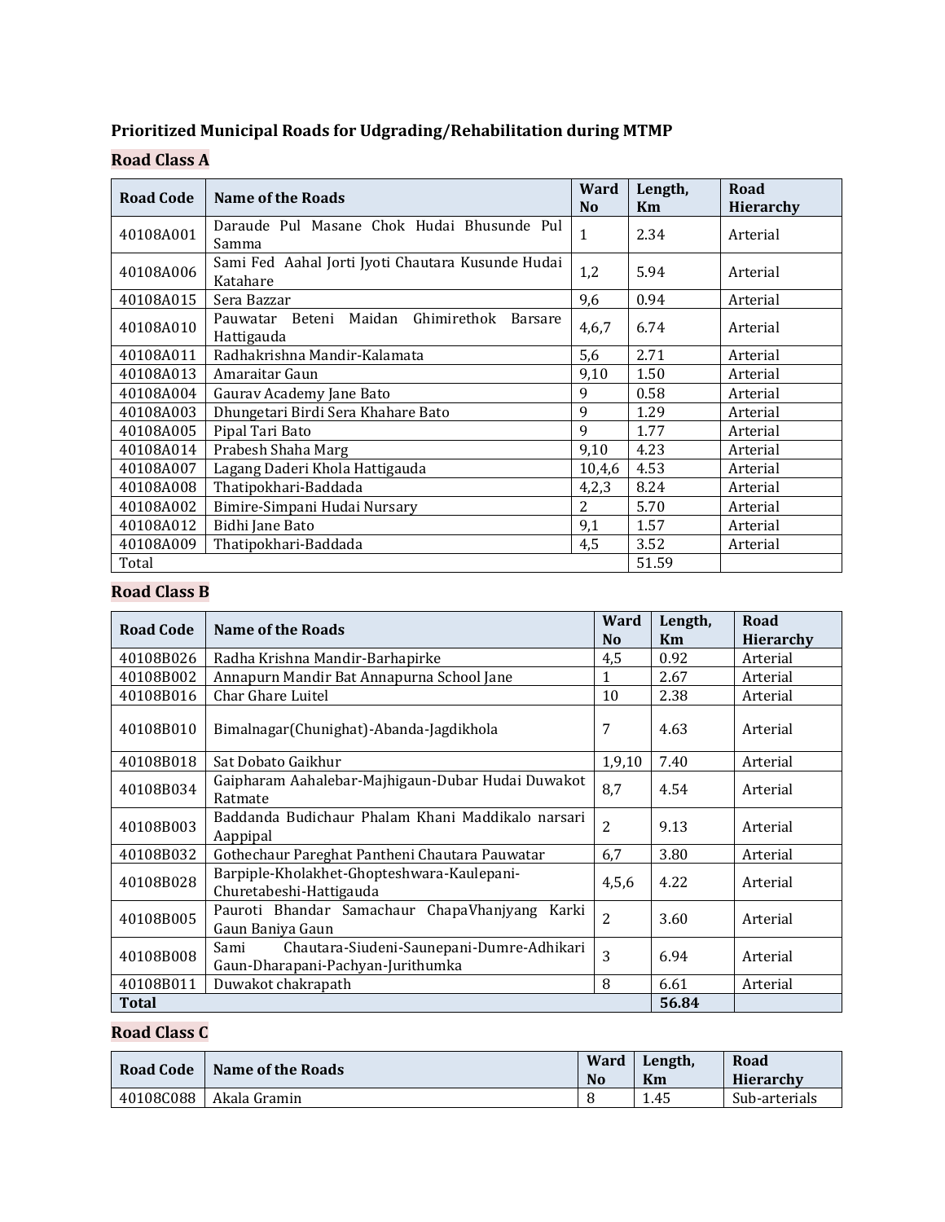## Prioritized Municipal Roads for Udgrading/Rehabilitation during MTMP

### Road Class A

| Road Code | Name of the Roads | Ward No | Length, Km | Road Hierarchy |
|---|---|---|---|---|
| 40108A001 | Daraude Pul Masane Chok Hudai Bhusunde Pul Samma | 1 | 2.34 | Arterial |
| 40108A006 | Sami Fed Aahal Jorti Jyoti Chautara Kusunde Hudai Katahare | 1,2 | 5.94 | Arterial |
| 40108A015 | Sera Bazzar | 9,6 | 0.94 | Arterial |
| 40108A010 | Pauwatar Beteni Maidan Ghimirethok Barsare Hattigauda | 4,6,7 | 6.74 | Arterial |
| 40108A011 | Radhakrishna Mandir-Kalamata | 5,6 | 2.71 | Arterial |
| 40108A013 | Amaraitar Gaun | 9,10 | 1.50 | Arterial |
| 40108A004 | Gaurav Academy Jane Bato | 9 | 0.58 | Arterial |
| 40108A003 | Dhungetari Birdi Sera Khahare Bato | 9 | 1.29 | Arterial |
| 40108A005 | Pipal Tari Bato | 9 | 1.77 | Arterial |
| 40108A014 | Prabesh Shaha Marg | 9,10 | 4.23 | Arterial |
| 40108A007 | Lagang Daderi Khola Hattigauda | 10,4,6 | 4.53 | Arterial |
| 40108A008 | Thatipokhari-Baddada | 4,2,3 | 8.24 | Arterial |
| 40108A002 | Bimire-Simpani Hudai Nursary | 2 | 5.70 | Arterial |
| 40108A012 | Bidhi Jane Bato | 9,1 | 1.57 | Arterial |
| 40108A009 | Thatipokhari-Baddada | 4,5 | 3.52 | Arterial |
| Total | | | 51.59 | |

### Road Class B

| Road Code | Name of the Roads | Ward No | Length, Km | Road Hierarchy |
|---|---|---|---|---|
| 40108B026 | Radha Krishna Mandir-Barhapirke | 4,5 | 0.92 | Arterial |
| 40108B002 | Annapurn Mandir Bat Annapurna School Jane | 1 | 2.67 | Arterial |
| 40108B016 | Char Ghare Luitel | 10 | 2.38 | Arterial |
| 40108B010 | Bimalnagar(Chunighat)-Abanda-Jagdikhola | 7 | 4.63 | Arterial |
| 40108B018 | Sat Dobato Gaikhur | 1,9,10 | 7.40 | Arterial |
| 40108B034 | Gaipharam Aahalebar-Majhigaun-Dubar Hudai Duwakot Ratmate | 8,7 | 4.54 | Arterial |
| 40108B003 | Baddanda Budichaur Phalam Khani Maddikalo narsari Aappipal | 2 | 9.13 | Arterial |
| 40108B032 | Gothechaur Pareghat Pantheni Chautara Pauwatar | 6,7 | 3.80 | Arterial |
| 40108B028 | Barpiple-Kholakhet-Ghopteshwara-Kaulepani-Churetabeshi-Hattigauda | 4,5,6 | 4.22 | Arterial |
| 40108B005 | Pauroti Bhandar Samachaur ChapaVhanjyang Karki Gaun Baniya Gaun | 2 | 3.60 | Arterial |
| 40108B008 | Sami Chautara-Siudeni-Saunepani-Dumre-Adhikari Gaun-Dharapani-Pachyan-Jurithumka | 3 | 6.94 | Arterial |
| 40108B011 | Duwakot chakrapath | 8 | 6.61 | Arterial |
| **Total** | | | **56.84** | |

### Road Class C

| Road Code | Name of the Roads | Ward No | Length, Km | Road Hierarchy |
|---|---|---|---|---|
| 40108C088 | Akala Gramin | 8 | 1.45 | Sub-arterials |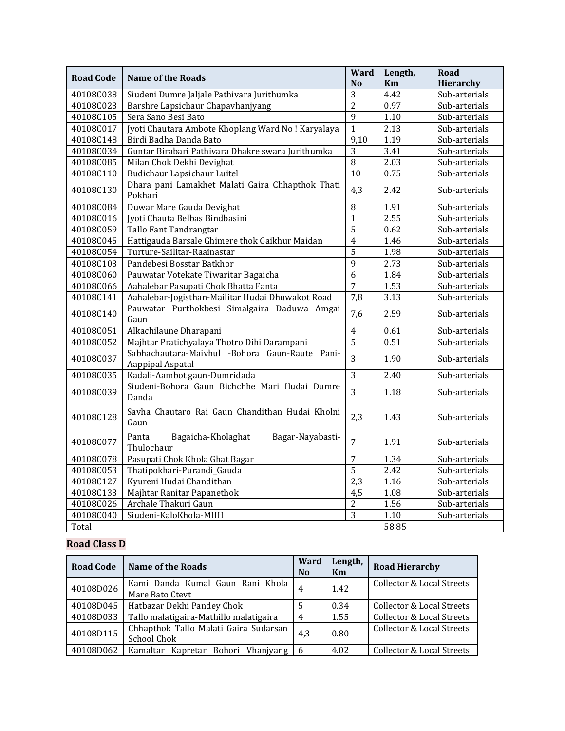| Road Code | Name of the Roads | Ward No | Length, Km | Road Hierarchy |
|---|---|---|---|---|
| 40108C038 | Siudeni Dumre Jaljale Pathivara Jurithumka | 3 | 4.42 | Sub-arterials |
| 40108C023 | Barshre Lapsichaur Chapavhanjyang | 2 | 0.97 | Sub-arterials |
| 40108C105 | Sera Sano Besi Bato | 9 | 1.10 | Sub-arterials |
| 40108C017 | Jyoti Chautara Ambote Khoplang Ward No ! Karyalaya | 1 | 2.13 | Sub-arterials |
| 40108C148 | Birdi Badha Danda Bato | 9,10 | 1.19 | Sub-arterials |
| 40108C034 | Guntar Birabari Pathivara Dhakre swara Jurithumka | 3 | 3.41 | Sub-arterials |
| 40108C085 | Milan Chok Dekhi Devighat | 8 | 2.03 | Sub-arterials |
| 40108C110 | Budichaur Lapsichaur Luitel | 10 | 0.75 | Sub-arterials |
| 40108C130 | Dhara pani Lamakhet Malati Gaira Chhapthok Thati Pokhari | 4,3 | 2.42 | Sub-arterials |
| 40108C084 | Duwar Mare Gauda Devighat | 8 | 1.91 | Sub-arterials |
| 40108C016 | Jyoti Chauta Belbas Bindbasini | 1 | 2.55 | Sub-arterials |
| 40108C059 | Tallo Fant Tandrangtar | 5 | 0.62 | Sub-arterials |
| 40108C045 | Hattigauda Barsale Ghimere thok Gaikhur Maidan | 4 | 1.46 | Sub-arterials |
| 40108C054 | Turture-Sailitar-Raainastar | 5 | 1.98 | Sub-arterials |
| 40108C103 | Pandebesi Bosstar Batkhor | 9 | 2.73 | Sub-arterials |
| 40108C060 | Pauwatar Votekate Tiwaritar Bagaicha | 6 | 1.84 | Sub-arterials |
| 40108C066 | Aahalebar Pasupati Chok Bhatta Fanta | 7 | 1.53 | Sub-arterials |
| 40108C141 | Aahalebar-Jogisthan-Mailitar Hudai Dhuwakot Road | 7,8 | 3.13 | Sub-arterials |
| 40108C140 | Pauwatar Purthokbesi Simalgaira Daduwa Amgai Gaun | 7,6 | 2.59 | Sub-arterials |
| 40108C051 | Alkachilaune Dharapani | 4 | 0.61 | Sub-arterials |
| 40108C052 | Majhtar Pratichyalaya Thotro Dihi Darampani | 5 | 0.51 | Sub-arterials |
| 40108C037 | Sabhachautara-Maivhul -Bohora Gaun-Raute Pani-Aappipal Aspatal | 3 | 1.90 | Sub-arterials |
| 40108C035 | Kadali-Aambot gaun-Dumridada | 3 | 2.40 | Sub-arterials |
| 40108C039 | Siudeni-Bohora Gaun Bichchhe Mari Hudai Dumre Danda | 3 | 1.18 | Sub-arterials |
| 40108C128 | Savha Chautaro Rai Gaun Chandithan Hudai Kholni Gaun | 2,3 | 1.43 | Sub-arterials |
| 40108C077 | Panta Bagaicha-Kholaghat Bagar-Nayabasti-Thulochaur | 7 | 1.91 | Sub-arterials |
| 40108C078 | Pasupati Chok Khola Ghat Bagar | 7 | 1.34 | Sub-arterials |
| 40108C053 | Thatipokhari-Purandi_Gauda | 5 | 2.42 | Sub-arterials |
| 40108C127 | Kyureni Hudai Chandithan | 2,3 | 1.16 | Sub-arterials |
| 40108C133 | Majhtar Ranitar Papanethok | 4,5 | 1.08 | Sub-arterials |
| 40108C026 | Archale Thakuri Gaun | 2 | 1.56 | Sub-arterials |
| 40108C040 | Siudeni-KaloKhola-MHH | 3 | 1.10 | Sub-arterials |
| Total | | | 58.85 | |

## Road Class D

| Road Code | Name of the Roads | Ward No | Length, Km | Road Hierarchy |
|---|---|---|---|---|
| 40108D026 | Kami Danda Kumal Gaun Rani Khola Mare Bato Ctevt | 4 | 1.42 | Collector & Local Streets |
| 40108D045 | Hatbazar Dekhi Pandey Chok | 5 | 0.34 | Collector & Local Streets |
| 40108D033 | Tallo malatigaira-Mathillo malatigaira | 4 | 1.55 | Collector & Local Streets |
| 40108D115 | Chhapthok Tallo Malati Gaira Sudarsan School Chok | 4,3 | 0.80 | Collector & Local Streets |
| 40108D062 | Kamaltar Kapretar Bohori Vhanjyang | 6 | 4.02 | Collector & Local Streets |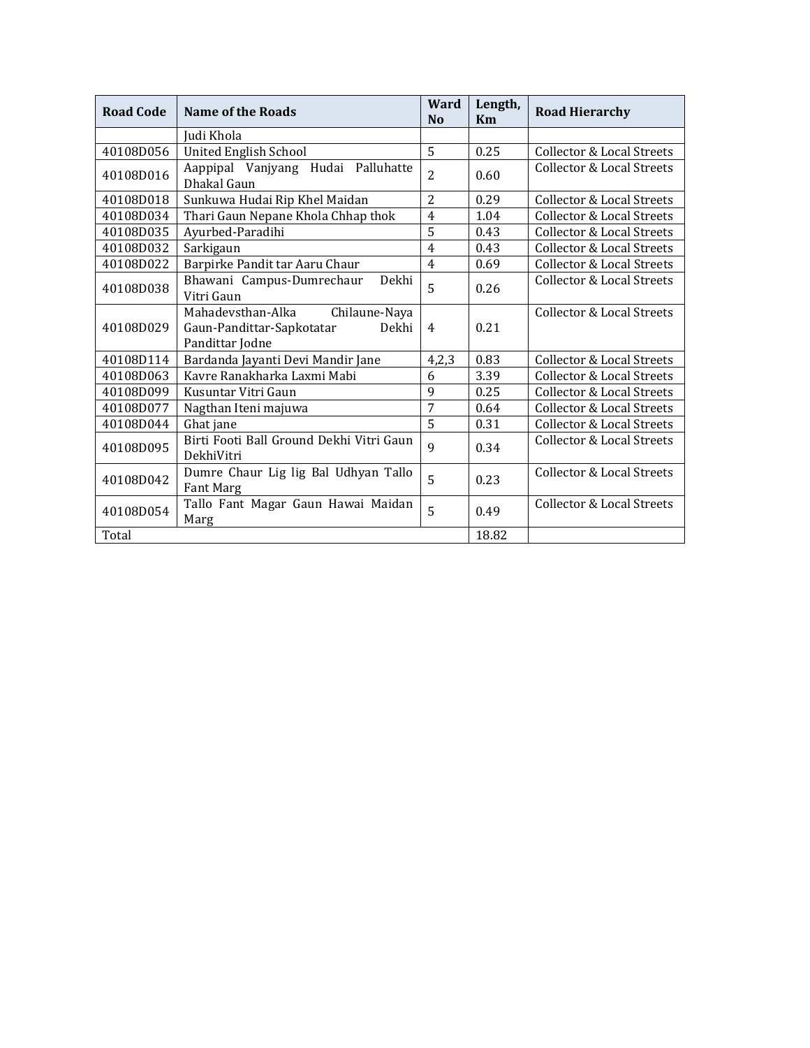| Road Code | Name of the Roads | Ward No | Length, Km | Road Hierarchy |
|---|---|---|---|---|
| | Judi Khola | | | |
| 40108D056 | United English School | 5 | 0.25 | Collector & Local Streets |
| 40108D016 | Aappipal Vanjyang Hudai Palluhatte Dhakal Gaun | 2 | 0.60 | Collector & Local Streets |
| 40108D018 | Sunkuwa Hudai Rip Khel Maidan | 2 | 0.29 | Collector & Local Streets |
| 40108D034 | Thari Gaun Nepane Khola Chhap thok | 4 | 1.04 | Collector & Local Streets |
| 40108D035 | Ayurbed-Paradihi | 5 | 0.43 | Collector & Local Streets |
| 40108D032 | Sarkigaun | 4 | 0.43 | Collector & Local Streets |
| 40108D022 | Barpirke Pandit tar Aaru Chaur | 4 | 0.69 | Collector & Local Streets |
| 40108D038 | Bhawani Campus-Dumrechaur Dekhi Vitri Gaun | 5 | 0.26 | Collector & Local Streets |
| 40108D029 | Mahadevsthan-Alka Chilaune-Naya Gaun-Pandittar-Sapkotatar Dekhi Pandittar Jodne | 4 | 0.21 | Collector & Local Streets |
| 40108D114 | Bardanda Jayanti Devi Mandir Jane | 4,2,3 | 0.83 | Collector & Local Streets |
| 40108D063 | Kavre Ranakharka Laxmi Mabi | 6 | 3.39 | Collector & Local Streets |
| 40108D099 | Kusuntar Vitri Gaun | 9 | 0.25 | Collector & Local Streets |
| 40108D077 | Nagthan Iteni majuwa | 7 | 0.64 | Collector & Local Streets |
| 40108D044 | Ghat jane | 5 | 0.31 | Collector & Local Streets |
| 40108D095 | Birti Footi Ball Ground Dekhi Vitri Gaun DekhiVitri | 9 | 0.34 | Collector & Local Streets |
| 40108D042 | Dumre Chaur Lig lig Bal Udhyan Tallo Fant Marg | 5 | 0.23 | Collector & Local Streets |
| 40108D054 | Tallo Fant Magar Gaun Hawai Maidan Marg | 5 | 0.49 | Collector & Local Streets |
| Total | | | 18.82 | |